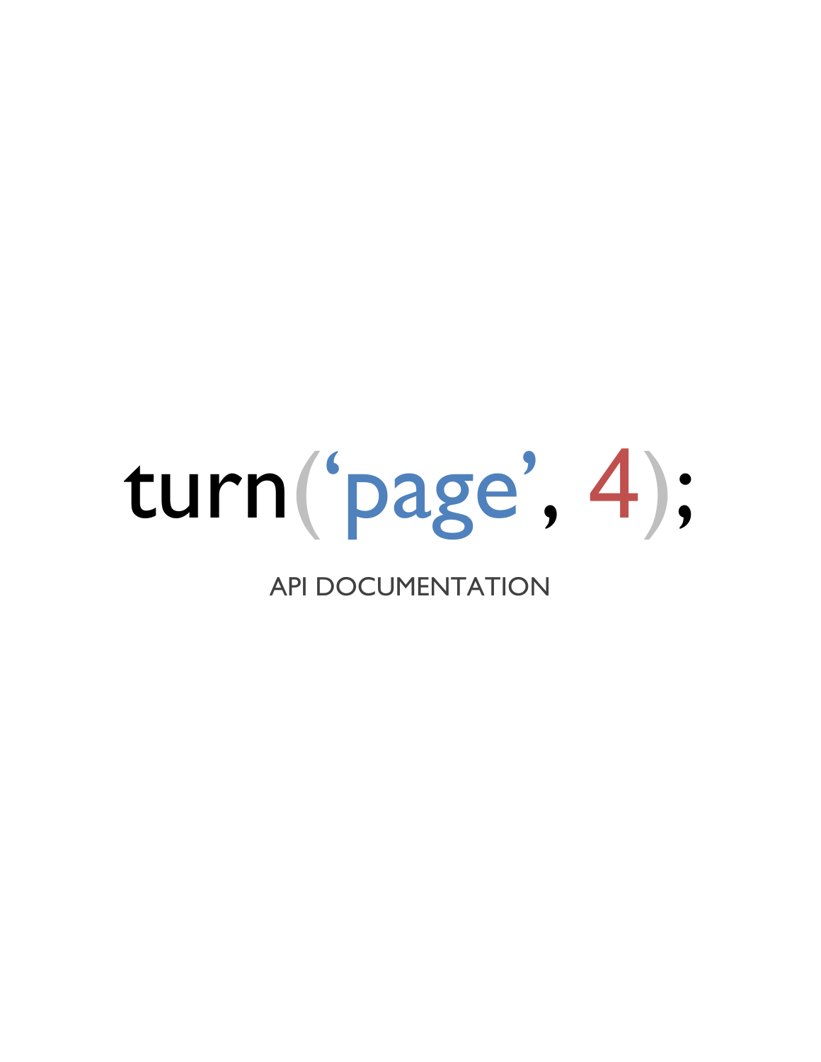# turn('page', 4);

API DOCUMENTATION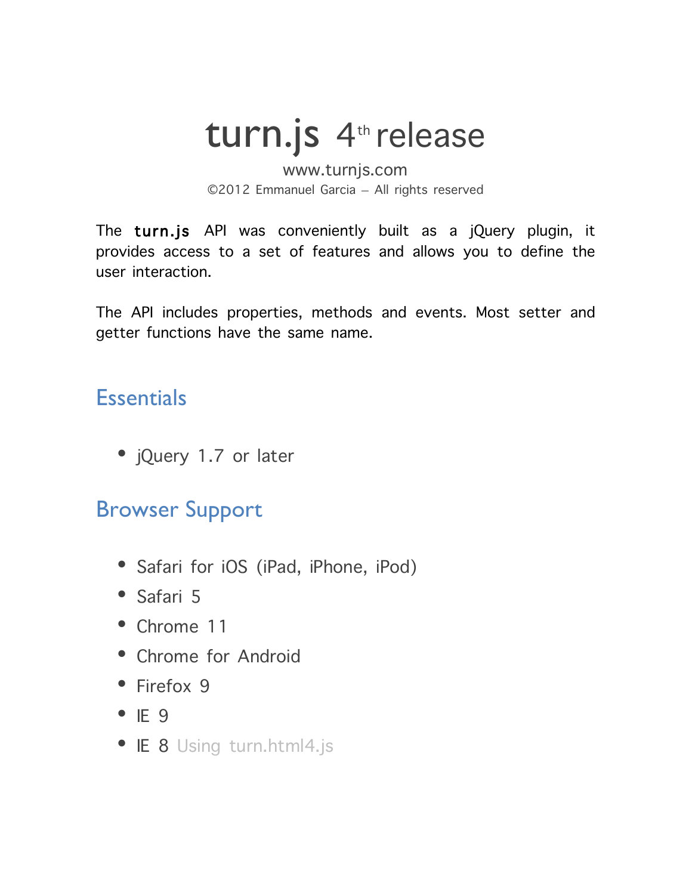# turn.js 4th release

www.turnjs.com

©2012 Emmanuel Garcia – All rights reserved

The `turn.js` API was conveniently built as a jQuery plugin, it provides access to a set of features and allows you to define the user interaction.

The API includes properties, methods and events. Most setter and getter functions have the same name.

## Essentials

- jQuery 1.7 or later

## Browser Support

- Safari for iOS (iPad, iPhone, iPod)
- Safari 5
- Chrome 11
- Chrome for Android
- Firefox 9
- IE 9
- IE 8 Using turn.html4.js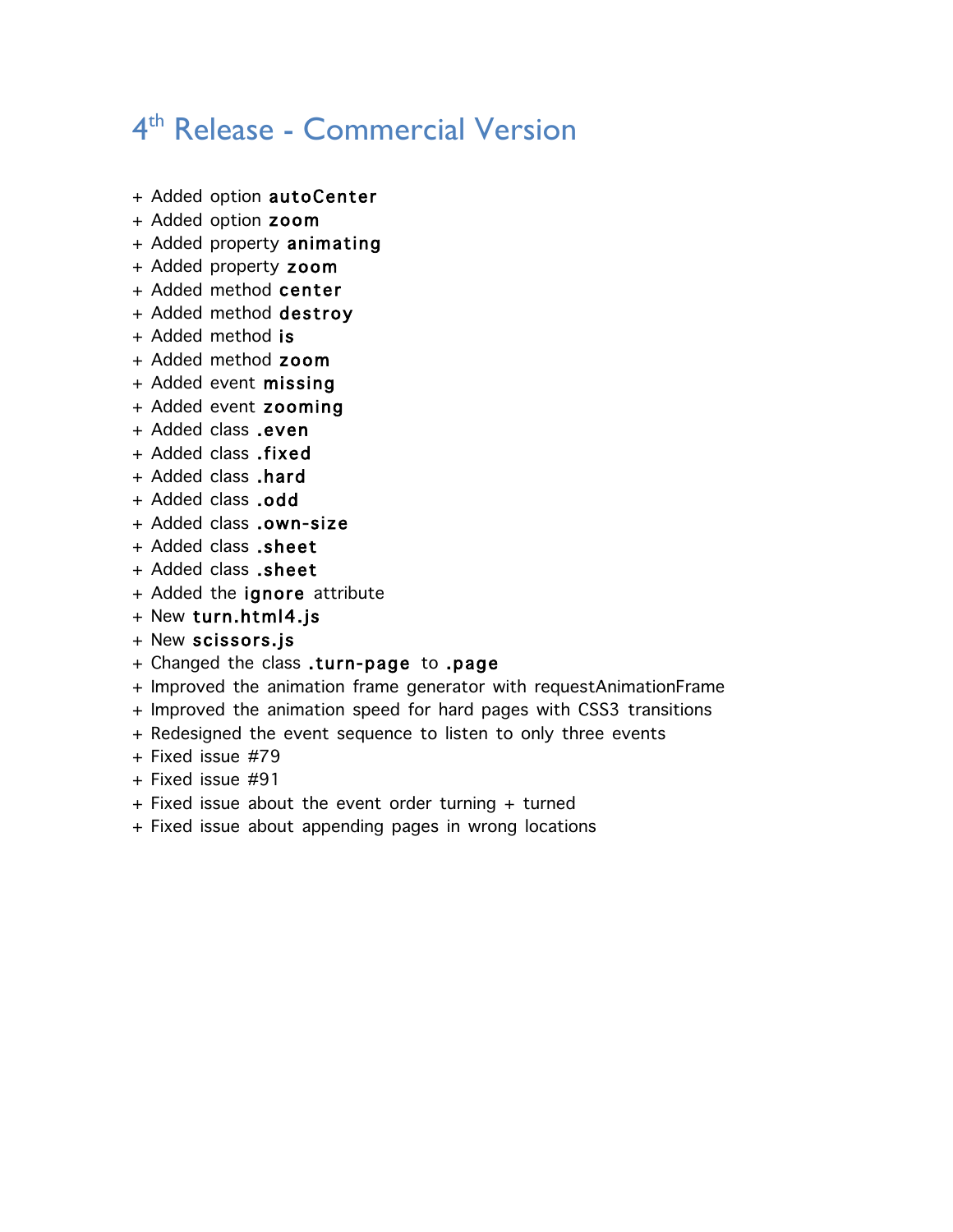# 4th Release - Commercial Version

+ Added option **autoCenter**
+ Added option **zoom**
+ Added property **animating**
+ Added property **zoom**
+ Added method **center**
+ Added method **destroy**
+ Added method **is**
+ Added method **zoom**
+ Added event **missing**
+ Added event **zooming**
+ Added class **.even**
+ Added class **.fixed**
+ Added class **.hard**
+ Added class **.odd**
+ Added class **.own-size**
+ Added class **.sheet**
+ Added class **.sheet**
+ Added the **ignore** attribute
+ New **turn.html4.js**
+ New **scissors.js**
+ Changed the class **.turn-page** to **.page**
+ Improved the animation frame generator with requestAnimationFrame
+ Improved the animation speed for hard pages with CSS3 transitions
+ Redesigned the event sequence to listen to only three events
+ Fixed issue #79
+ Fixed issue #91
+ Fixed issue about the event order turning + turned
+ Fixed issue about appending pages in wrong locations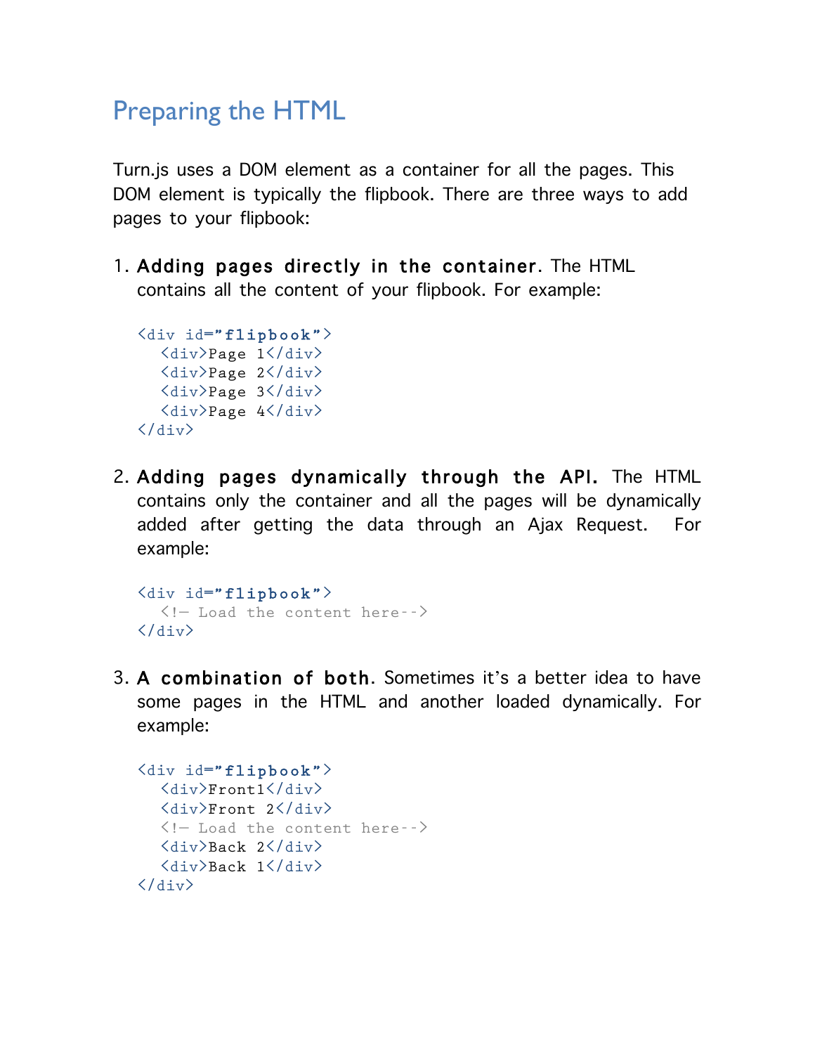## Preparing the HTML

Turn.js uses a DOM element as a container for all the pages. This DOM element is typically the flipbook. There are three ways to add pages to your flipbook:

1. **Adding pages directly in the container**. The HTML contains all the content of your flipbook. For example:

```
<div id="flipbook">
  <div>Page 1</div>
  <div>Page 2</div>
  <div>Page 3</div>
  <div>Page 4</div>
</div>
```

2. **Adding pages dynamically through the API.** The HTML contains only the container and all the pages will be dynamically added after getting the data through an Ajax Request.  For example:

```
<div id="flipbook">
  <!— Load the content here-->
</div>
```

3. **A combination of both**. Sometimes it's a better idea to have some pages in the HTML and another loaded dynamically. For example:

```
<div id="flipbook">
  <div>Front1</div>
  <div>Front 2</div>
  <!— Load the content here-->
  <div>Back 2</div>
  <div>Back 1</div>
</div>
```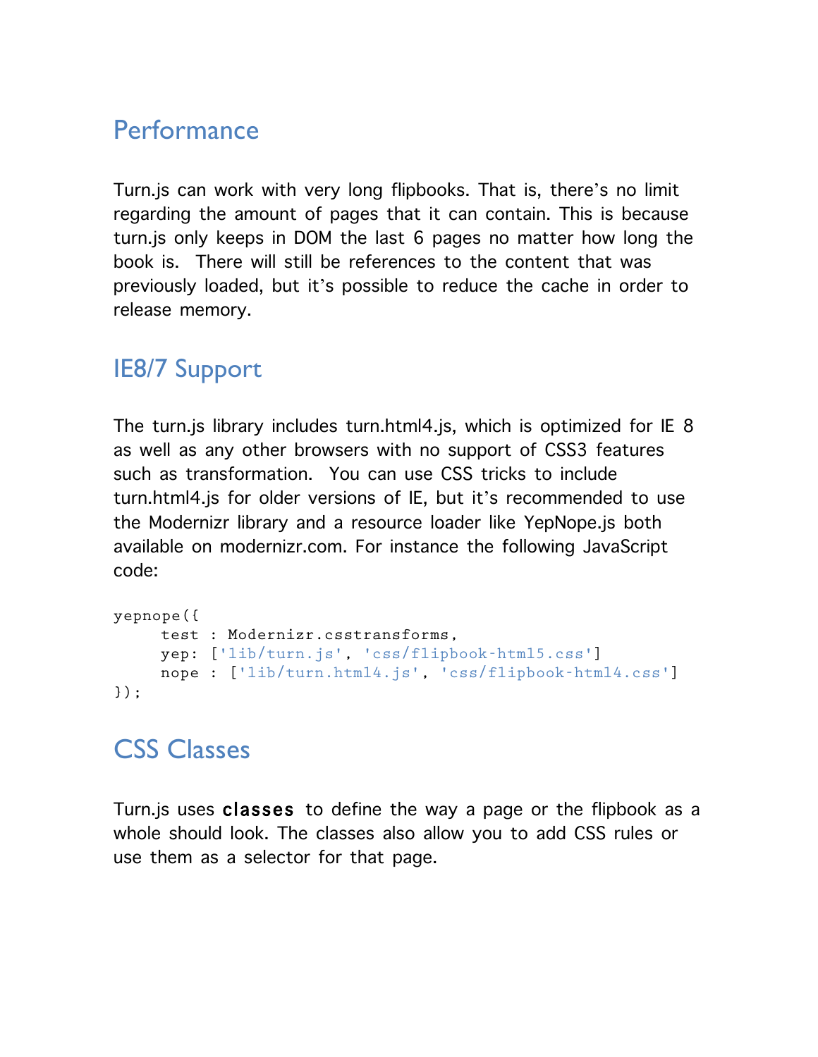## Performance

Turn.js can work with very long flipbooks. That is, there's no limit regarding the amount of pages that it can contain. This is because turn.js only keeps in DOM the last 6 pages no matter how long the book is. There will still be references to the content that was previously loaded, but it's possible to reduce the cache in order to release memory.

## IE8/7 Support

The turn.js library includes turn.html4.js, which is optimized for IE 8 as well as any other browsers with no support of CSS3 features such as transformation. You can use CSS tricks to include turn.html4.js for older versions of IE, but it's recommended to use the Modernizr library and a resource loader like YepNope.js both available on modernizr.com. For instance the following JavaScript code:

```
yepnope({
     test : Modernizr.csstransforms,
     yep: ['lib/turn.js', 'css/flipbook-html5.css']
     nope : ['lib/turn.html4.js', 'css/flipbook-html4.css']
});
```

## CSS Classes

Turn.js uses `classes` to define the way a page or the flipbook as a whole should look. The classes also allow you to add CSS rules or use them as a selector for that page.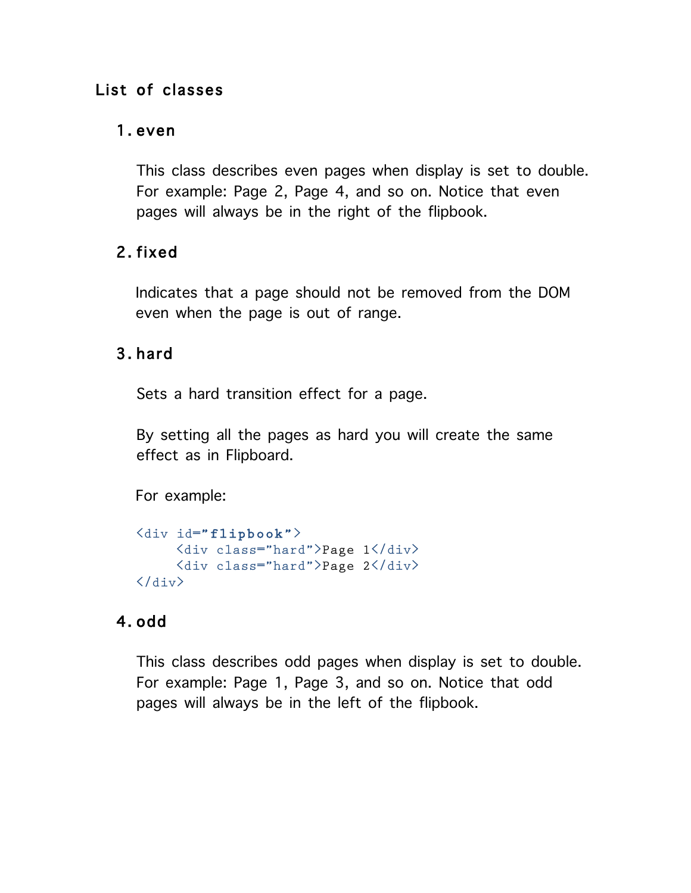## List of classes

### 1. even

This class describes even pages when display is set to double. For example: Page 2, Page 4, and so on. Notice that even pages will always be in the right of the flipbook.

### 2. fixed

Indicates that a page should not be removed from the DOM even when the page is out of range.

### 3. hard

Sets a hard transition effect for a page.

By setting all the pages as hard you will create the same effect as in Flipboard.

For example:

```
<div id="flipbook">
     <div class="hard">Page 1</div>
     <div class="hard">Page 2</div>
</div>
```

### 4. odd

This class describes odd pages when display is set to double. For example: Page 1, Page 3, and so on. Notice that odd pages will always be in the left of the flipbook.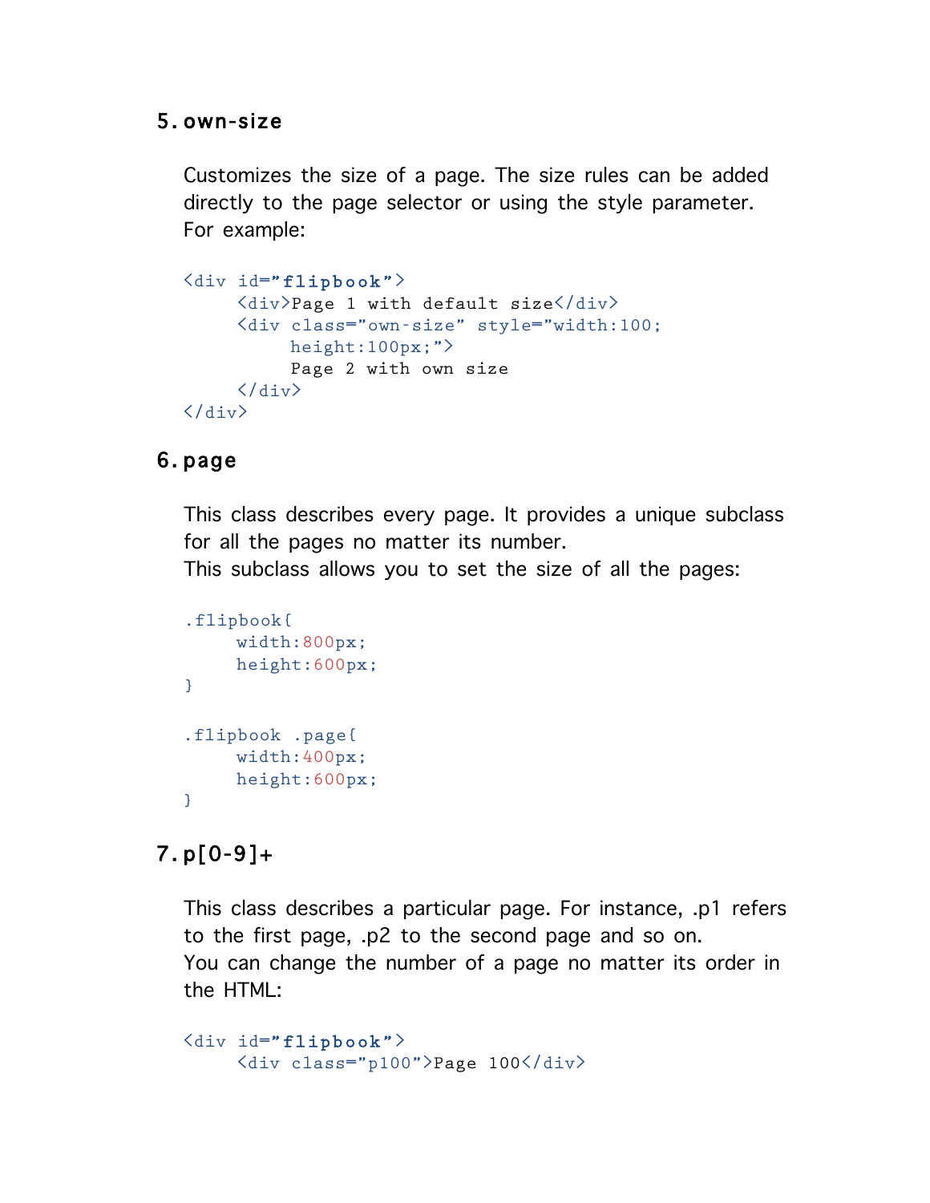## 5. own-size

Customizes the size of a page. The size rules can be added directly to the page selector or using the style parameter. For example:

```
<div id="flipbook">
     <div>Page 1 with default size</div>
     <div class="own-size" style="width:100;
          height:100px;">
          Page 2 with own size
     </div>
</div>
```

## 6. page

This class describes every page. It provides a unique subclass for all the pages no matter its number.
This subclass allows you to set the size of all the pages:

```
.flipbook{
     width:800px;
     height:600px;
}

.flipbook .page{
     width:400px;
     height:600px;
}
```

## 7. p[0-9]+

This class describes a particular page. For instance, .p1 refers to the first page, .p2 to the second page and so on.
You can change the number of a page no matter its order in the HTML:

```
<div id="flipbook">
     <div class="p100">Page 100</div>
```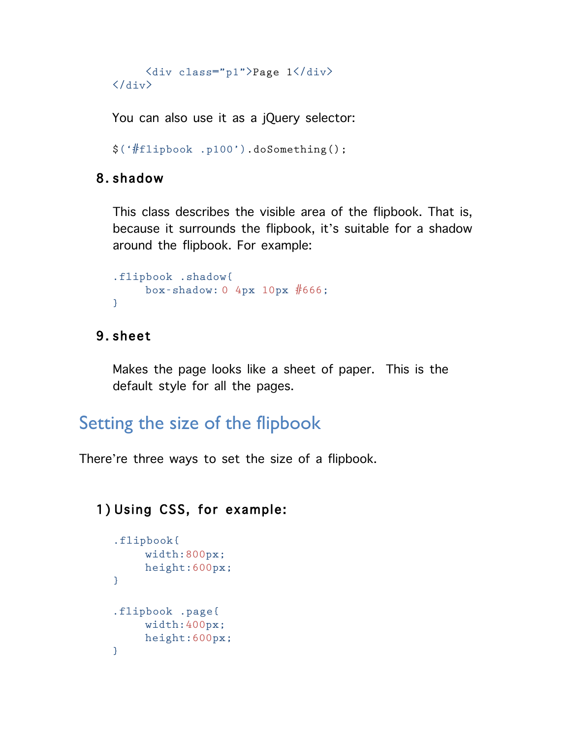```
    <div class="p1">Page 1</div>
</div>
```

You can also use it as a jQuery selector:

```
$('#flipbook .p100').doSomething();
```

8. **shadow**

This class describes the visible area of the flipbook. That is, because it surrounds the flipbook, it's suitable for a shadow around the flipbook. For example:

```
.flipbook .shadow{
     box-shadow: 0 4px 10px #666;
}
```

9. **sheet**

Makes the page looks like a sheet of paper.  This is the default style for all the pages.

## Setting the size of the flipbook

There're three ways to set the size of a flipbook.

### 1) Using CSS, for example:

```
.flipbook{
     width:800px;
     height:600px;
}

.flipbook .page{
     width:400px;
     height:600px;
}
```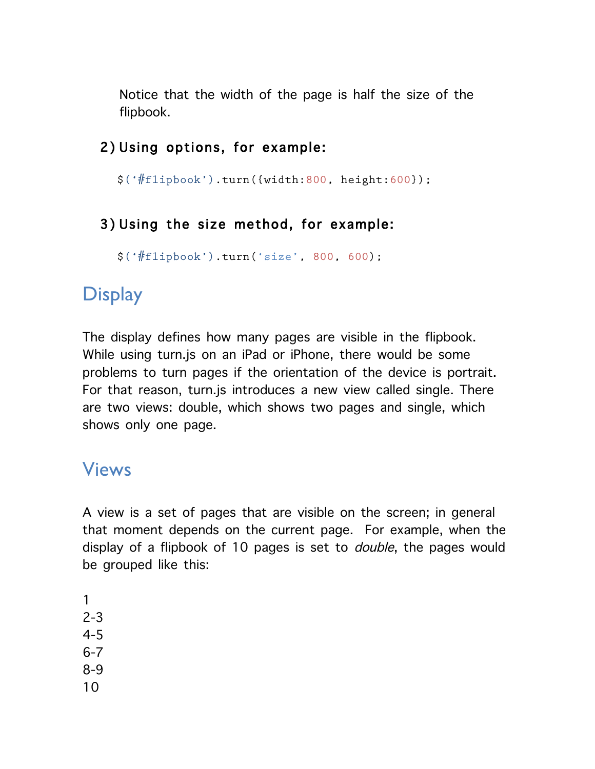Notice that the width of the page is half the size of the flipbook.

### 2) Using options, for example:

```
$('#flipbook').turn({width:800, height:600});
```

### 3) Using the size method, for example:

```
$('#flipbook').turn('size', 800, 600);
```

## Display

The display defines how many pages are visible in the flipbook. While using turn.js on an iPad or iPhone, there would be some problems to turn pages if the orientation of the device is portrait. For that reason, turn.js introduces a new view called single. There are two views: double, which shows two pages and single, which shows only one page.

## Views

A view is a set of pages that are visible on the screen; in general that moment depends on the current page. For example, when the display of a flipbook of 10 pages is set to *double*, the pages would be grouped like this:

1  
2-3  
4-5  
6-7  
8-9  
10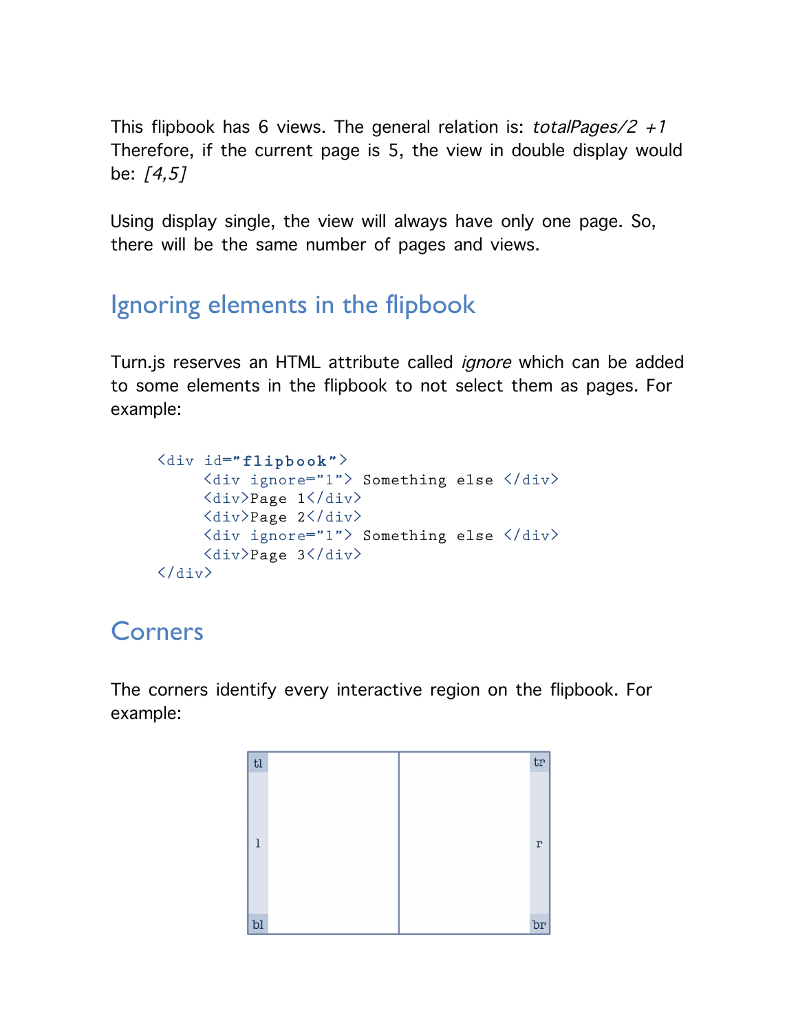This flipbook has 6 views. The general relation is: *totalPages/2 +1* Therefore, if the current page is 5, the view in double display would be: *[4,5]*

Using display single, the view will always have only one page. So, there will be the same number of pages and views.

## Ignoring elements in the flipbook

Turn.js reserves an HTML attribute called *ignore* which can be added to some elements in the flipbook to not select them as pages. For example:

```
<div id="flipbook">
     <div ignore="1"> Something else </div>
     <div>Page 1</div>
     <div>Page 2</div>
     <div ignore="1"> Something else </div>
     <div>Page 3</div>
</div>
```

## Corners

The corners identify every interactive region on the flipbook. For example:

tl
tr
l
r
bl
br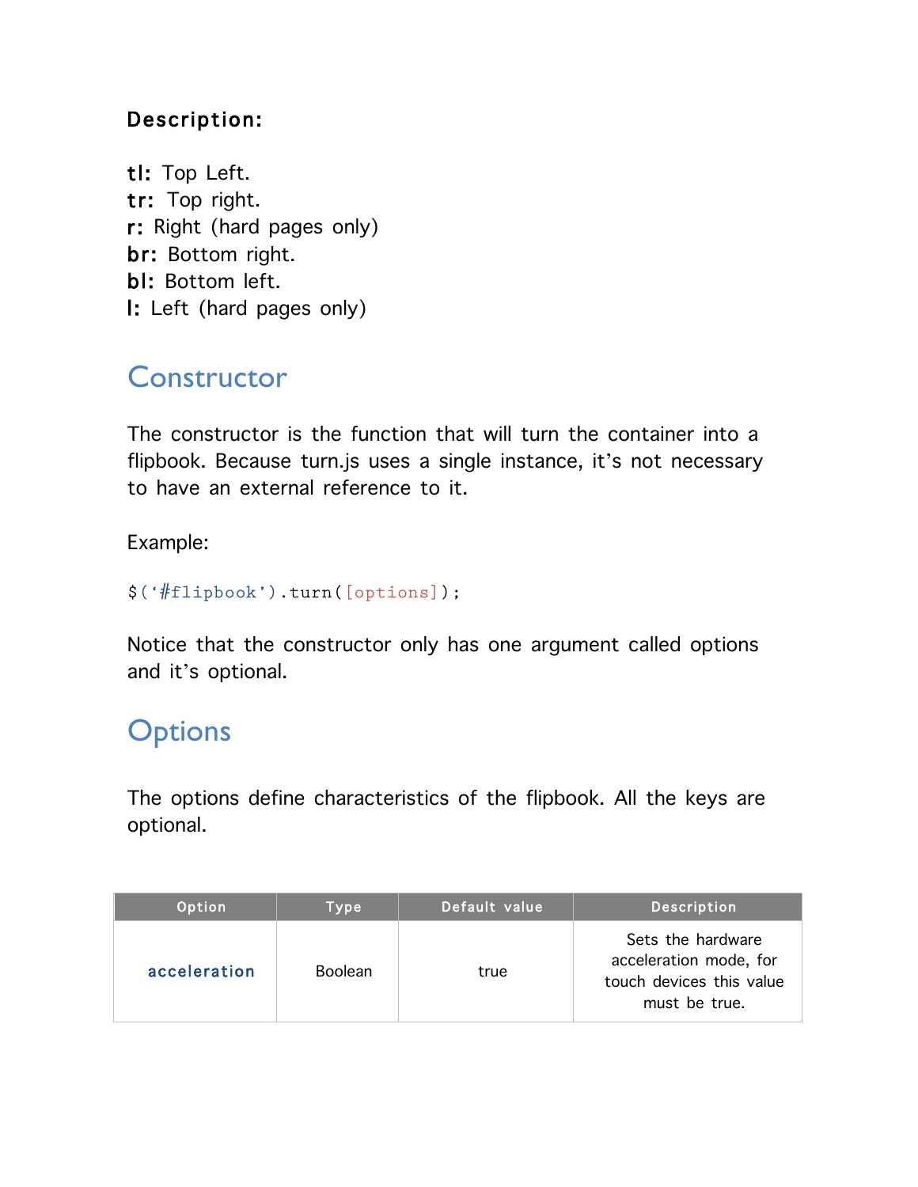**Description:**

**tl:** Top Left.
**tr:** Top right.
**r:** Right (hard pages only)
**br:** Bottom right.
**bl:** Bottom left.
**l:** Left (hard pages only)

## Constructor

The constructor is the function that will turn the container into a flipbook. Because turn.js uses a single instance, it's not necessary to have an external reference to it.

Example:

```
$('#flipbook').turn([options]);
```

Notice that the constructor only has one argument called options and it's optional.

## Options

The options define characteristics of the flipbook. All the keys are optional.

| Option | Type | Default value | Description |
| --- | --- | --- | --- |
| acceleration | Boolean | true | Sets the hardware acceleration mode, for touch devices this value must be true. |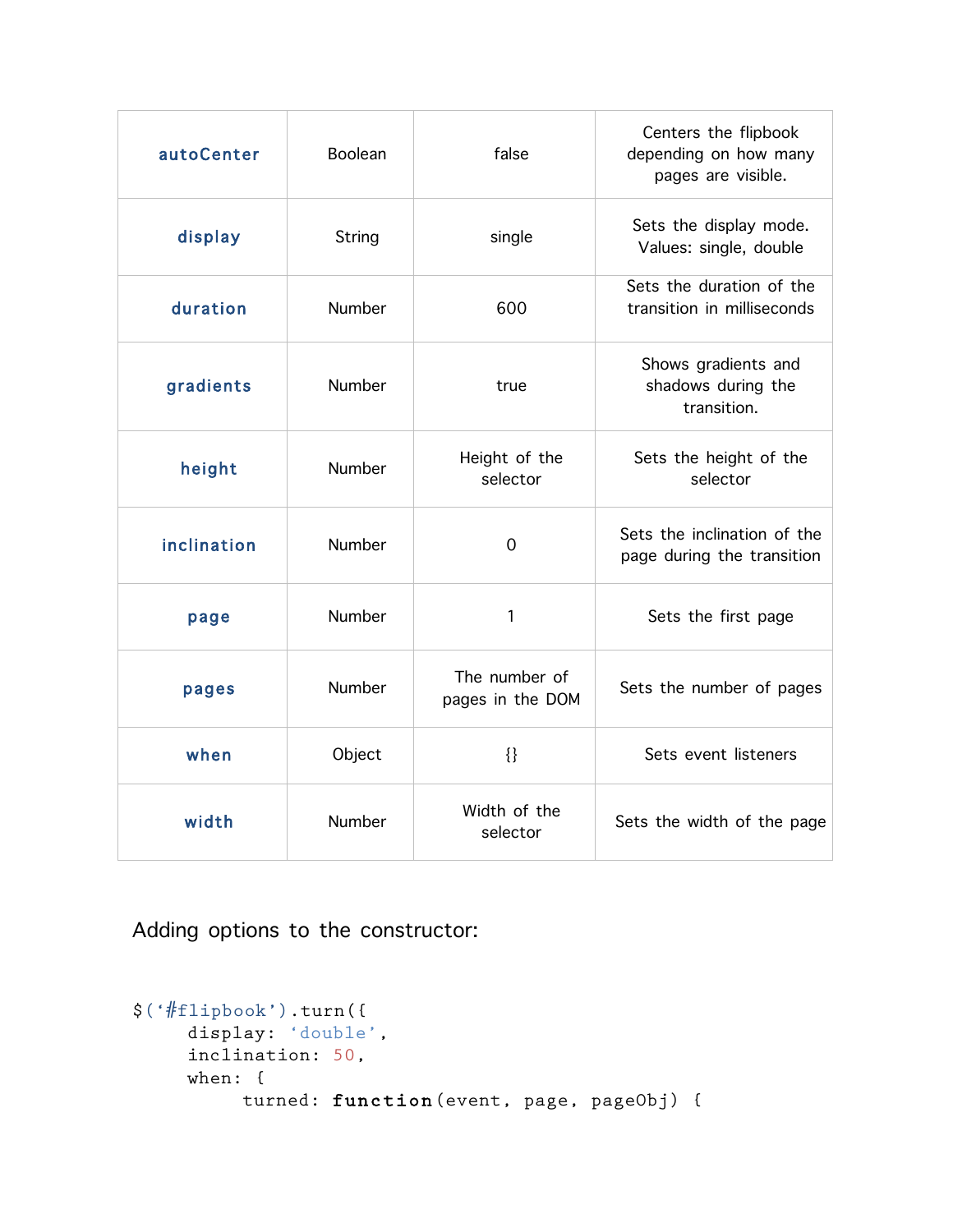| | | | |
|---|---|---|---|
| **autoCenter** | Boolean | false | Centers the flipbook depending on how many pages are visible. |
| **display** | String | single | Sets the display mode. Values: single, double |
| **duration** | Number | 600 | Sets the duration of the transition in milliseconds |
| **gradients** | Number | true | Shows gradients and shadows during the transition. |
| **height** | Number | Height of the selector | Sets the height of the selector |
| **inclination** | Number | 0 | Sets the inclination of the page during the transition |
| **page** | Number | 1 | Sets the first page |
| **pages** | Number | The number of pages in the DOM | Sets the number of pages |
| **when** | Object | {} | Sets event listeners |
| **width** | Number | Width of the selector | Sets the width of the page |

Adding options to the constructor:

```
$('#flipbook').turn({
    display: 'double',
    inclination: 50,
    when: {
        turned: function(event, page, pageObj) {
```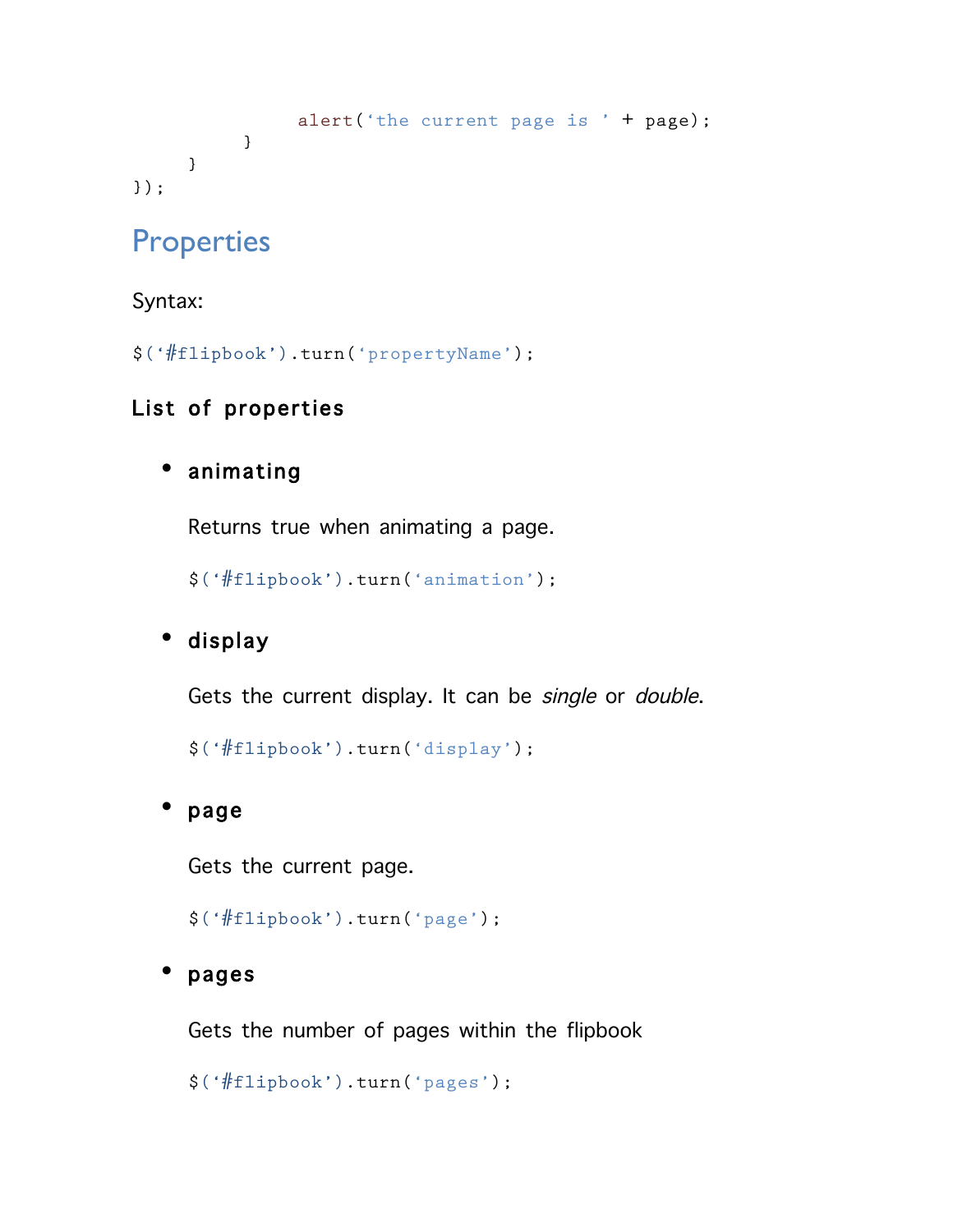```
                alert('the current page is ' + page);
            }
        }
});
```

## Properties

Syntax:

```
$('#flipbook').turn('propertyName');
```

### List of properties

- **animating**

  Returns true when animating a page.

  ```
  $('#flipbook').turn('animation');
  ```

- **display**

  Gets the current display. It can be *single* or *double*.

  ```
  $('#flipbook').turn('display');
  ```

- **page**

  Gets the current page.

  ```
  $('#flipbook').turn('page');
  ```

- **pages**

  Gets the number of pages within the flipbook

  ```
  $('#flipbook').turn('pages');
  ```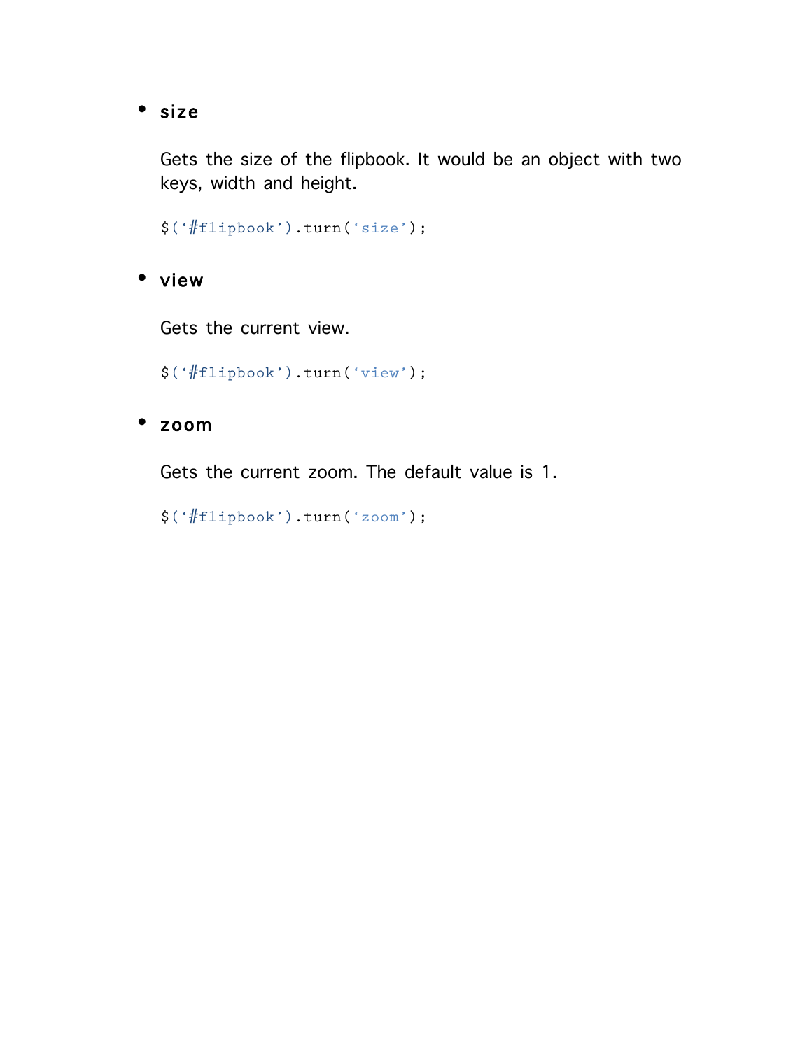- **size**

  Gets the size of the flipbook. It would be an object with two keys, width and height.

  ```
  $('#flipbook').turn('size');
  ```

- **view**

  Gets the current view.

  ```
  $('#flipbook').turn('view');
  ```

- **zoom**

  Gets the current zoom. The default value is 1.

  ```
  $('#flipbook').turn('zoom');
  ```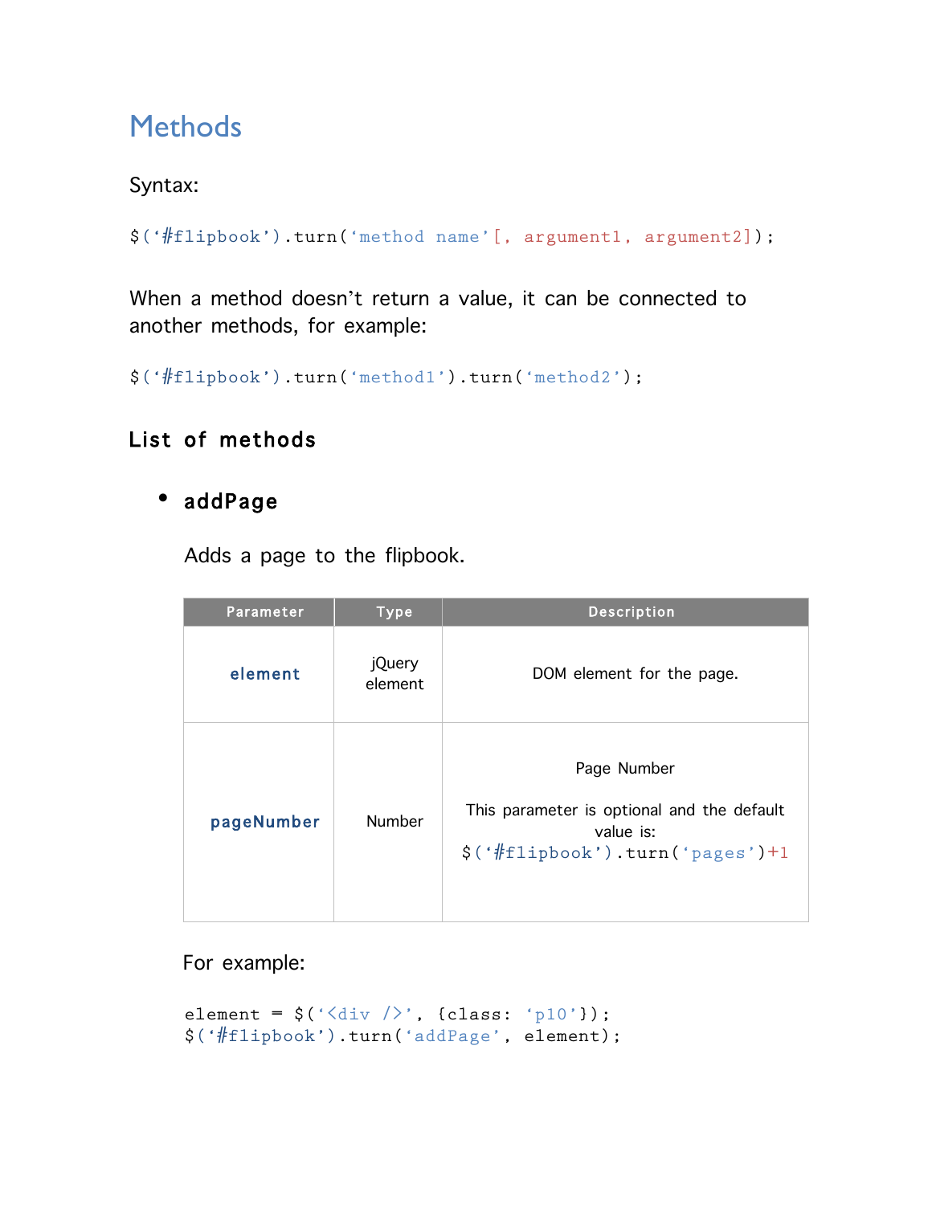# Methods

Syntax:

```
$('#flipbook').turn('method name'[, argument1, argument2]);
```

When a method doesn't return a value, it can be connected to another methods, for example:

```
$('#flipbook').turn('method1').turn('method2');
```

## List of methods

- ### addPage

  Adds a page to the flipbook.

| Parameter | Type | Description |
| --- | --- | --- |
| **element** | jQuery element | DOM element for the page. |
| **pageNumber** | Number | Page Number<br><br>This parameter is optional and the default value is:<br>`$('#flipbook').turn('pages')+1` |

For example:

```
element = $('<div />', {class: 'p10'});
$('#flipbook').turn('addPage', element);
```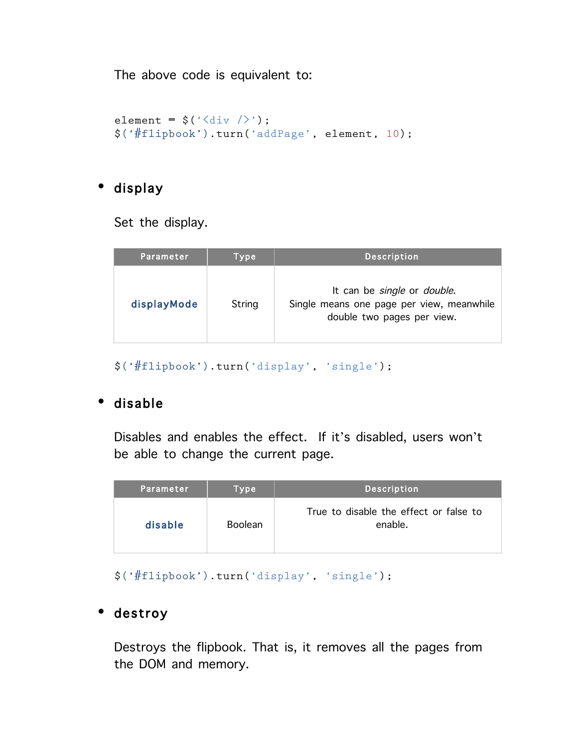The above code is equivalent to:

```
element = $('<div />');
$('#flipbook').turn('addPage', element, 10);
```

- **display**

Set the display.

| Parameter | Type | Description |
| --- | --- | --- |
| **displayMode** | String | It can be *single* or *double*. Single means one page per view, meanwhile double two pages per view. |

```
$('#flipbook').turn('display', 'single');
```

- **disable**

Disables and enables the effect. If it's disabled, users won't be able to change the current page.

| Parameter | Type | Description |
| --- | --- | --- |
| **disable** | Boolean | True to disable the effect or false to enable. |

```
$('#flipbook').turn('display', 'single');
```

- **destroy**

Destroys the flipbook. That is, it removes all the pages from the DOM and memory.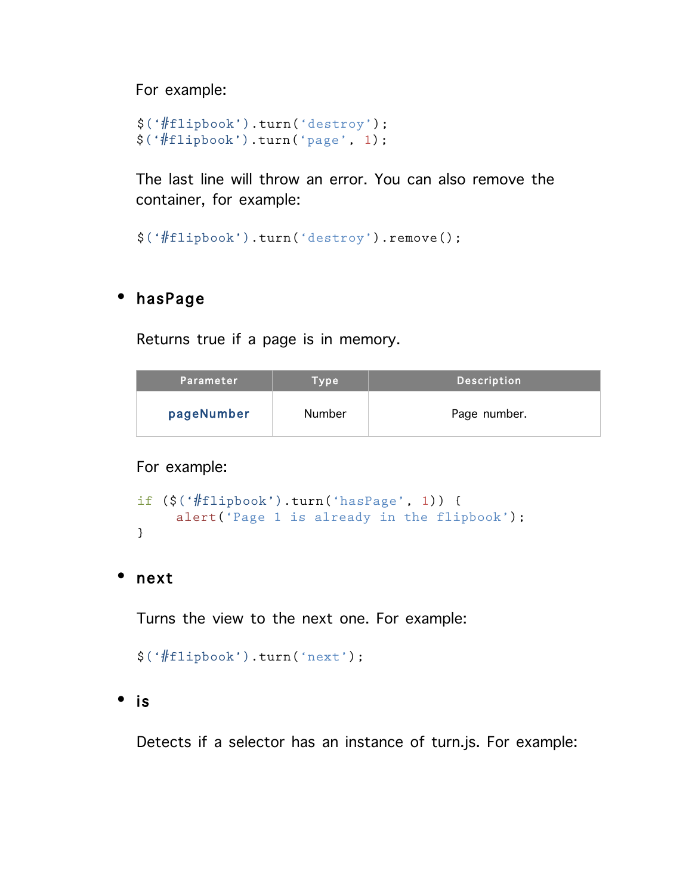For example:

```
$('#flipbook').turn('destroy');
$('#flipbook').turn('page', 1);
```

The last line will throw an error. You can also remove the container, for example:

```
$('#flipbook').turn('destroy').remove();
```

- **hasPage**

  Returns true if a page is in memory.

| Parameter | Type | Description |
| --- | --- | --- |
| pageNumber | Number | Page number. |

For example:

```
if ($('#flipbook').turn('hasPage', 1)) {
    alert('Page 1 is already in the flipbook');
}
```

- **next**

  Turns the view to the next one. For example:

```
$('#flipbook').turn('next');
```

- **is**

  Detects if a selector has an instance of turn.js. For example: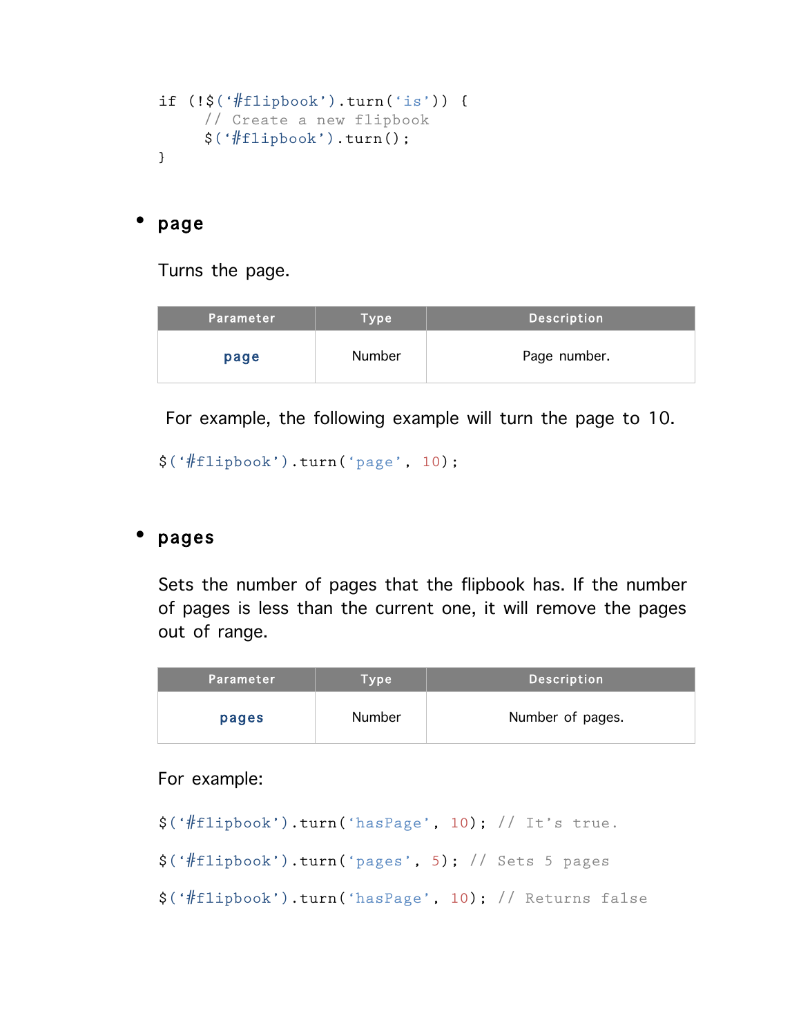```
if (!$('#flipbook').turn('is')) {
	// Create a new flipbook
	$('#flipbook').turn();
}
```

- **page**

  Turns the page.

| Parameter | Type | Description |
|---|---|---|
| **page** | Number | Page number. |

For example, the following example will turn the page to 10.

```
$('#flipbook').turn('page', 10);
```

- **pages**

  Sets the number of pages that the flipbook has. If the number of pages is less than the current one, it will remove the pages out of range.

| Parameter | Type | Description |
|---|---|---|
| **pages** | Number | Number of pages. |

For example:

```
$('#flipbook').turn('hasPage', 10); // It's true.

$('#flipbook').turn('pages', 5); // Sets 5 pages

$('#flipbook').turn('hasPage', 10); // Returns false
```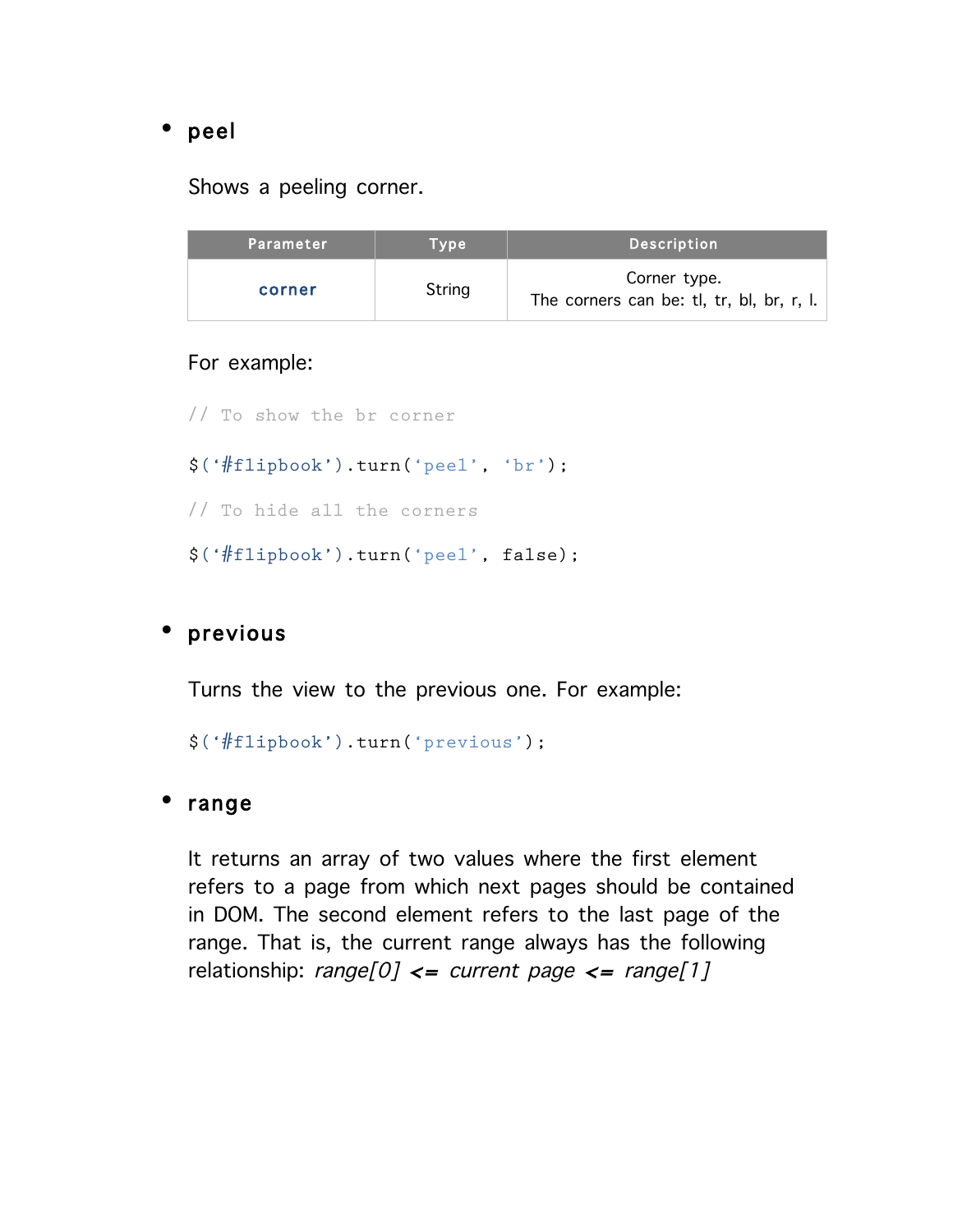- **peel**

  Shows a peeling corner.

| Parameter | Type | Description |
|---|---|---|
| **corner** | String | Corner type.<br>The corners can be: tl, tr, bl, br, r, l. |

  For example:

```
// To show the br corner

$('#flipbook').turn('peel', 'br');

// To hide all the corners

$('#flipbook').turn('peel', false);
```

- **previous**

  Turns the view to the previous one. For example:

```
$('#flipbook').turn('previous');
```

- **range**

  It returns an array of two values where the first element refers to a page from which next pages should be contained in DOM. The second element refers to the last page of the range. That is, the current range always has the following relationship: *range[0] <= current page <= range[1]*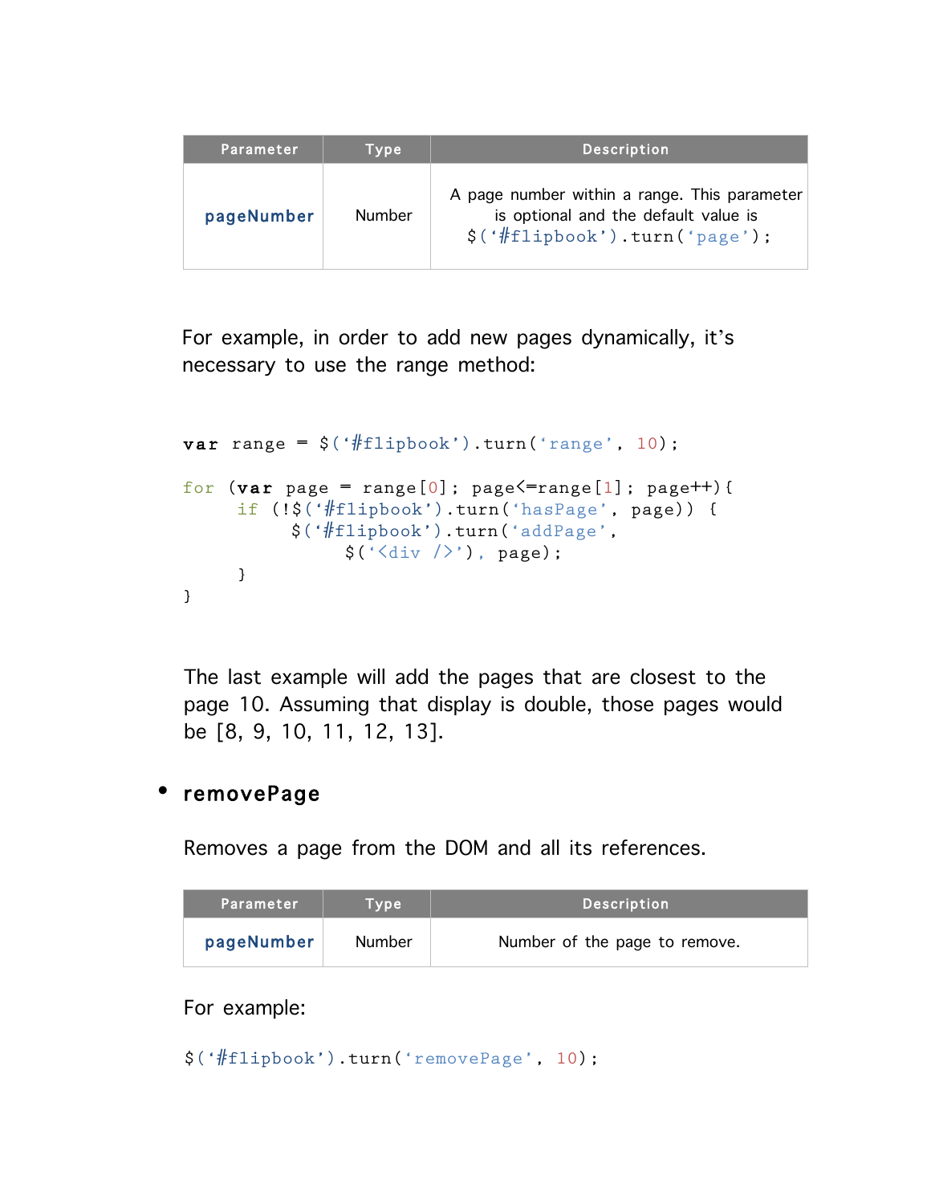| Parameter | Type | Description |
|---|---|---|
| **pageNumber** | Number | A page number within a range. This parameter is optional and the default value is `$('#flipbook').turn('page');` |

For example, in order to add new pages dynamically, it's necessary to use the range method:

```
var range = $('#flipbook').turn('range', 10);

for (var page = range[0]; page<=range[1]; page++){
     if (!$('#flipbook').turn('hasPage', page)) {
          $('#flipbook').turn('addPage',
               $('<div />'), page);
     }
}
```

The last example will add the pages that are closest to the page 10. Assuming that display is double, those pages would be [8, 9, 10, 11, 12, 13].

- **removePage**

Removes a page from the DOM and all its references.

| Parameter | Type | Description |
|---|---|---|
| **pageNumber** | Number | Number of the page to remove. |

For example:

```
$('#flipbook').turn('removePage', 10);
```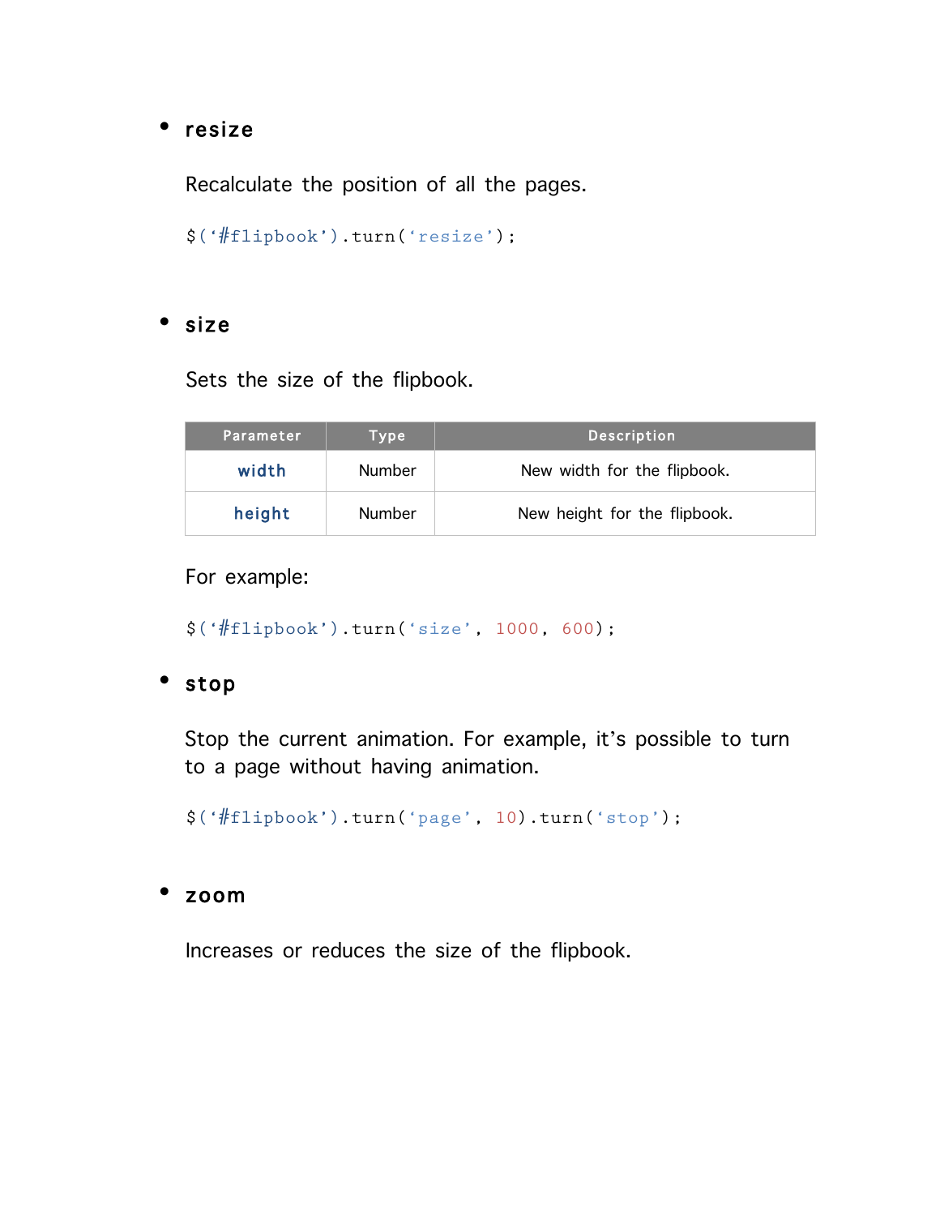- **resize**

  Recalculate the position of all the pages.

  ```
  $('#flipbook').turn('resize');
  ```

- **size**

  Sets the size of the flipbook.

  | Parameter | Type | Description |
  | --- | --- | --- |
  | **width** | Number | New width for the flipbook. |
  | **height** | Number | New height for the flipbook. |

  For example:

  ```
  $('#flipbook').turn('size', 1000, 600);
  ```

- **stop**

  Stop the current animation. For example, it's possible to turn to a page without having animation.

  ```
  $('#flipbook').turn('page', 10).turn('stop');
  ```

- **zoom**

  Increases or reduces the size of the flipbook.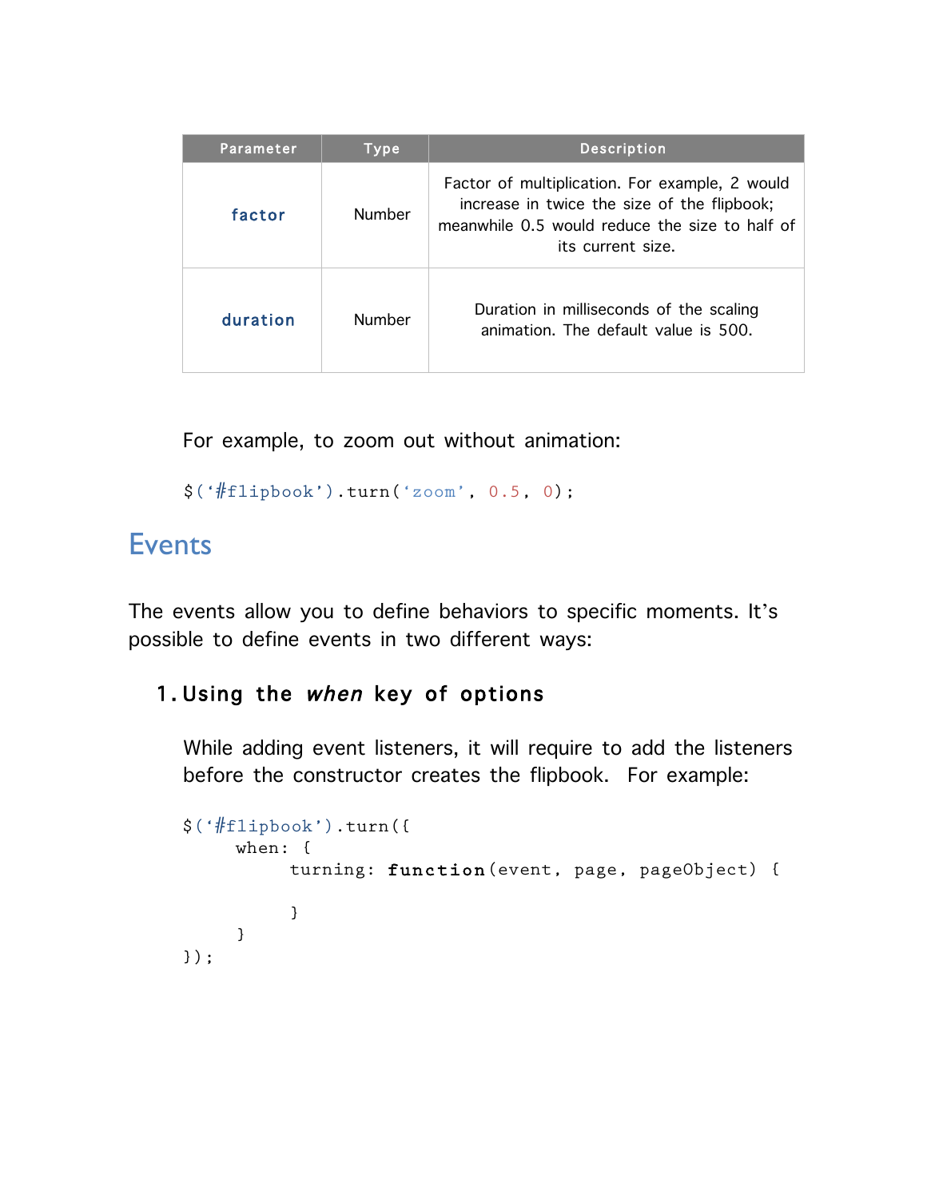| Parameter | Type | Description |
| --- | --- | --- |
| factor | Number | Factor of multiplication. For example, 2 would increase in twice the size of the flipbook; meanwhile 0.5 would reduce the size to half of its current size. |
| duration | Number | Duration in milliseconds of the scaling animation. The default value is 500. |

For example, to zoom out without animation:

```
$('#flipbook').turn('zoom', 0.5, 0);
```

## Events

The events allow you to define behaviors to specific moments. It's possible to define events in two different ways:

### 1. Using the *when* key of options

While adding event listeners, it will require to add the listeners before the constructor creates the flipbook. For example:

```
$('#flipbook').turn({
     when: {
          turning: function(event, page, pageObject) {

          }
     }
});
```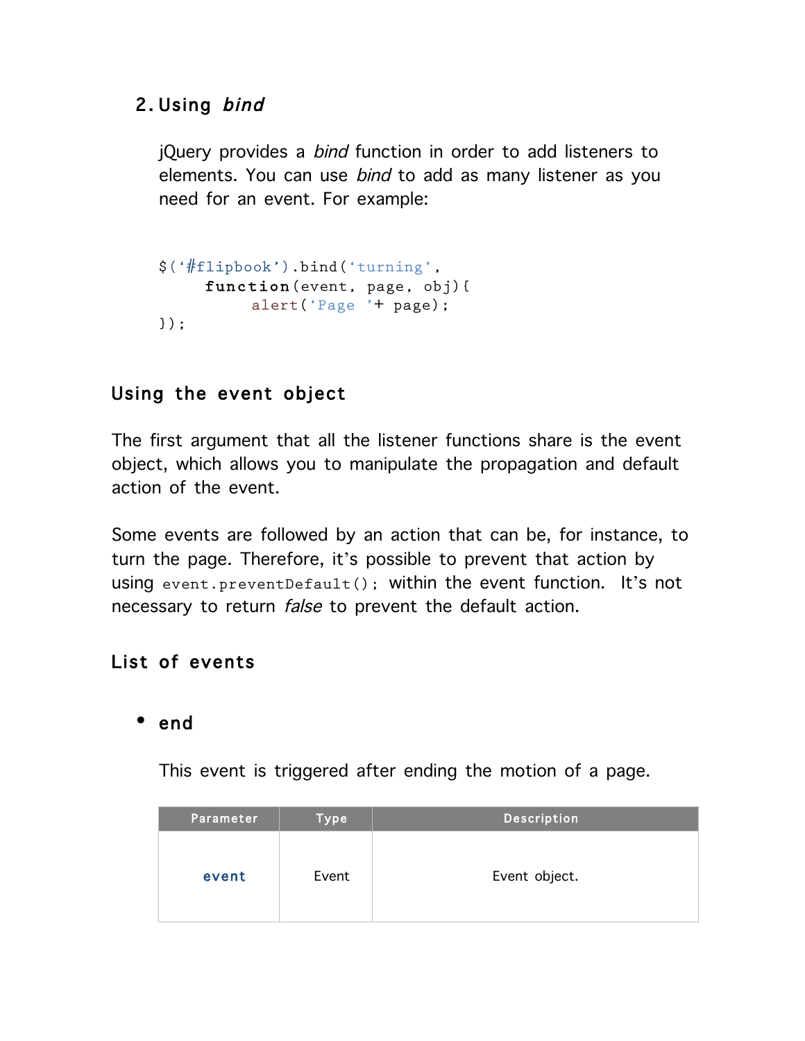### 2. Using *bind*

jQuery provides a *bind* function in order to add listeners to elements. You can use *bind* to add as many listener as you need for an event. For example:

```
$('#flipbook').bind('turning',
     function(event, page, obj){
          alert('Page '+ page);
});
```

## Using the event object

The first argument that all the listener functions share is the event object, which allows you to manipulate the propagation and default action of the event.

Some events are followed by an action that can be, for instance, to turn the page. Therefore, it's possible to prevent that action by using `event.preventDefault();` within the event function. It's not necessary to return *false* to prevent the default action.

## List of events

- **end**

  This event is triggered after ending the motion of a page.

| Parameter | Type | Description |
| --- | --- | --- |
| event | Event | Event object. |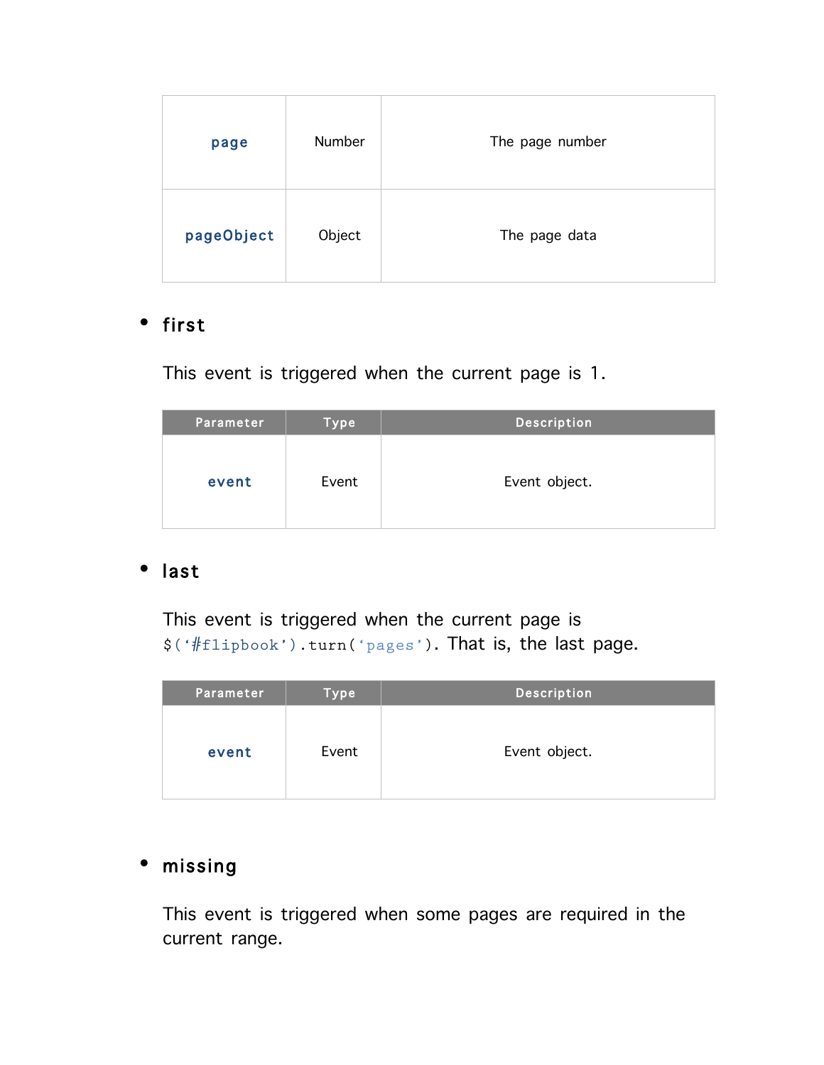| | | |
|---|---|---|
| page | Number | The page number |
| pageObject | Object | The page data |

- **first**

  This event is triggered when the current page is 1.

| Parameter | Type | Description |
|---|---|---|
| event | Event | Event object. |

- **last**

  This event is triggered when the current page is `$('#flipbook').turn('pages')`. That is, the last page.

| Parameter | Type | Description |
|---|---|---|
| event | Event | Event object. |

- **missing**

  This event is triggered when some pages are required in the current range.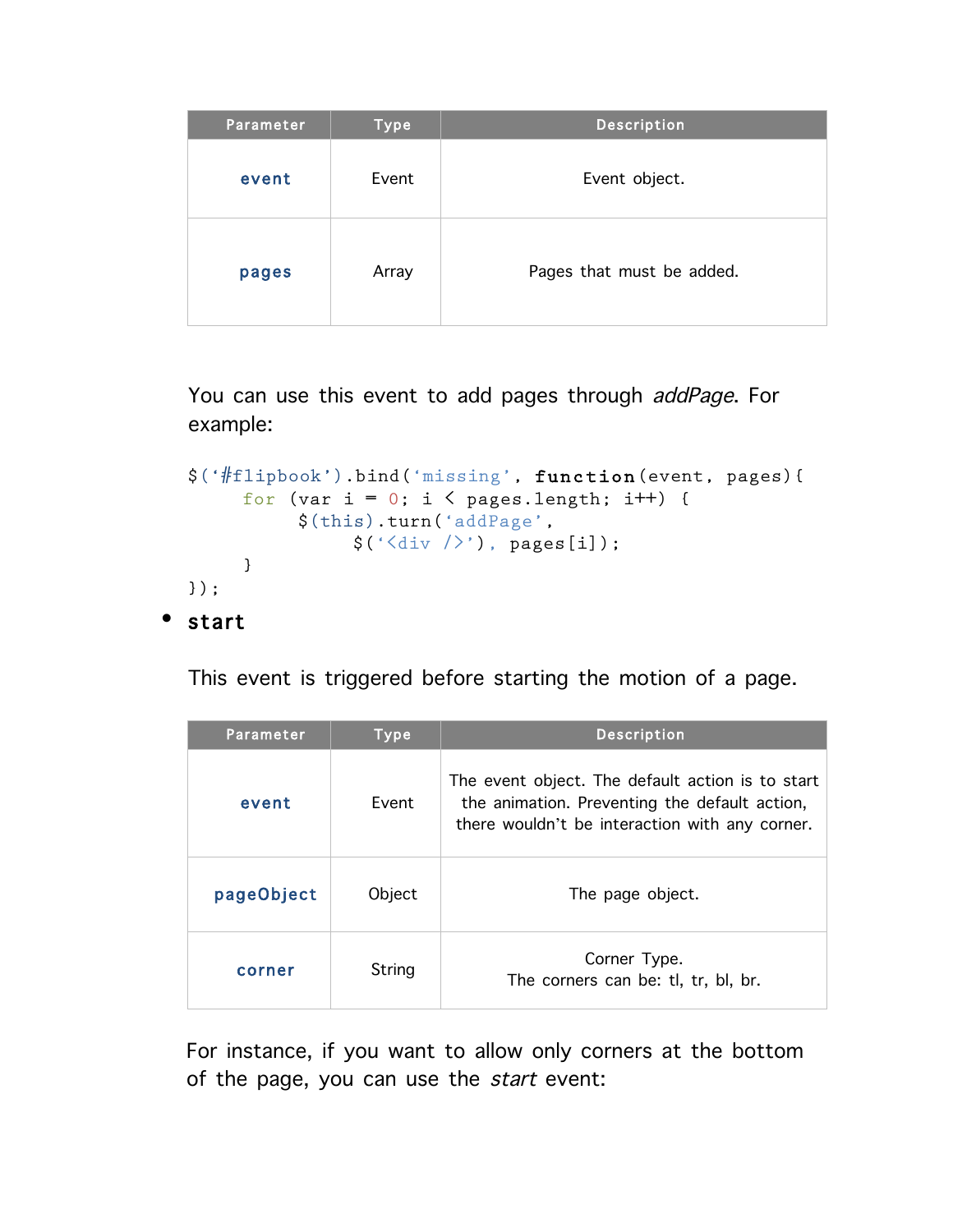| Parameter | Type | Description |
|---|---|---|
| event | Event | Event object. |
| pages | Array | Pages that must be added. |

You can use this event to add pages through *addPage*. For example:

```
$('#flipbook').bind('missing', function(event, pages){
     for (var i = 0; i < pages.length; i++) {
          $(this).turn('addPage',
               $('<div />'), pages[i]);
     }
});
```

- **start**

This event is triggered before starting the motion of a page.

| Parameter | Type | Description |
|---|---|---|
| event | Event | The event object. The default action is to start the animation. Preventing the default action, there wouldn't be interaction with any corner. |
| pageObject | Object | The page object. |
| corner | String | Corner Type.<br>The corners can be: tl, tr, bl, br. |

For instance, if you want to allow only corners at the bottom of the page, you can use the *start* event: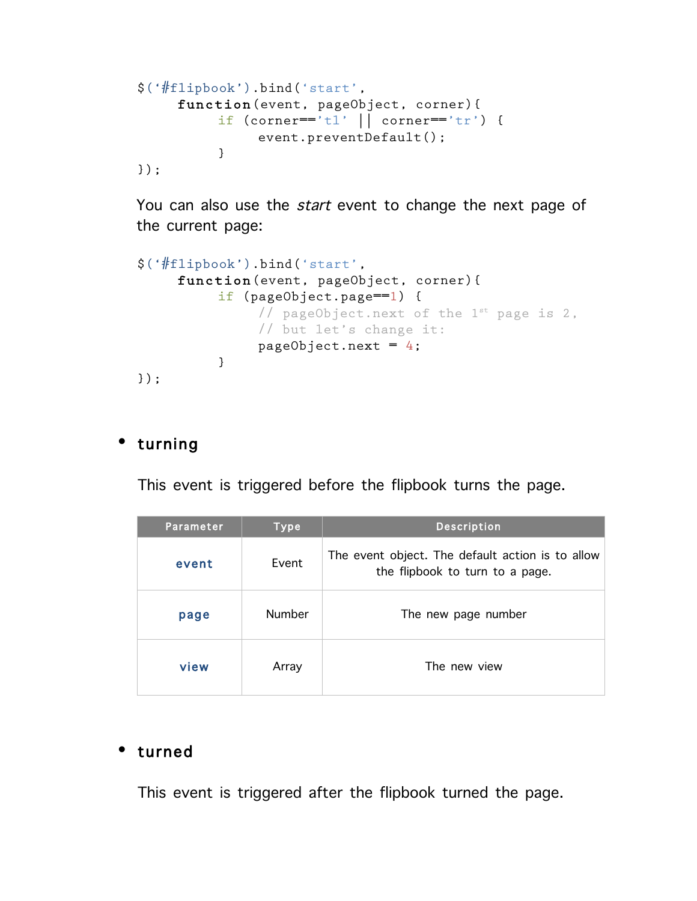```
$('#flipbook').bind('start',
    function(event, pageObject, corner){
        if (corner=='tl' || corner=='tr') {
            event.preventDefault();
        }
});
```

You can also use the *start* event to change the next page of the current page:

```
$('#flipbook').bind('start',
    function(event, pageObject, corner){
        if (pageObject.page==1) {
            // pageObject.next of the 1st page is 2,
            // but let's change it:
            pageObject.next = 4;
        }
});
```

- **turning**

This event is triggered before the flipbook turns the page.

| Parameter | Type | Description |
|---|---|---|
| **event** | Event | The event object. The default action is to allow the flipbook to turn to a page. |
| **page** | Number | The new page number |
| **view** | Array | The new view |

- **turned**

This event is triggered after the flipbook turned the page.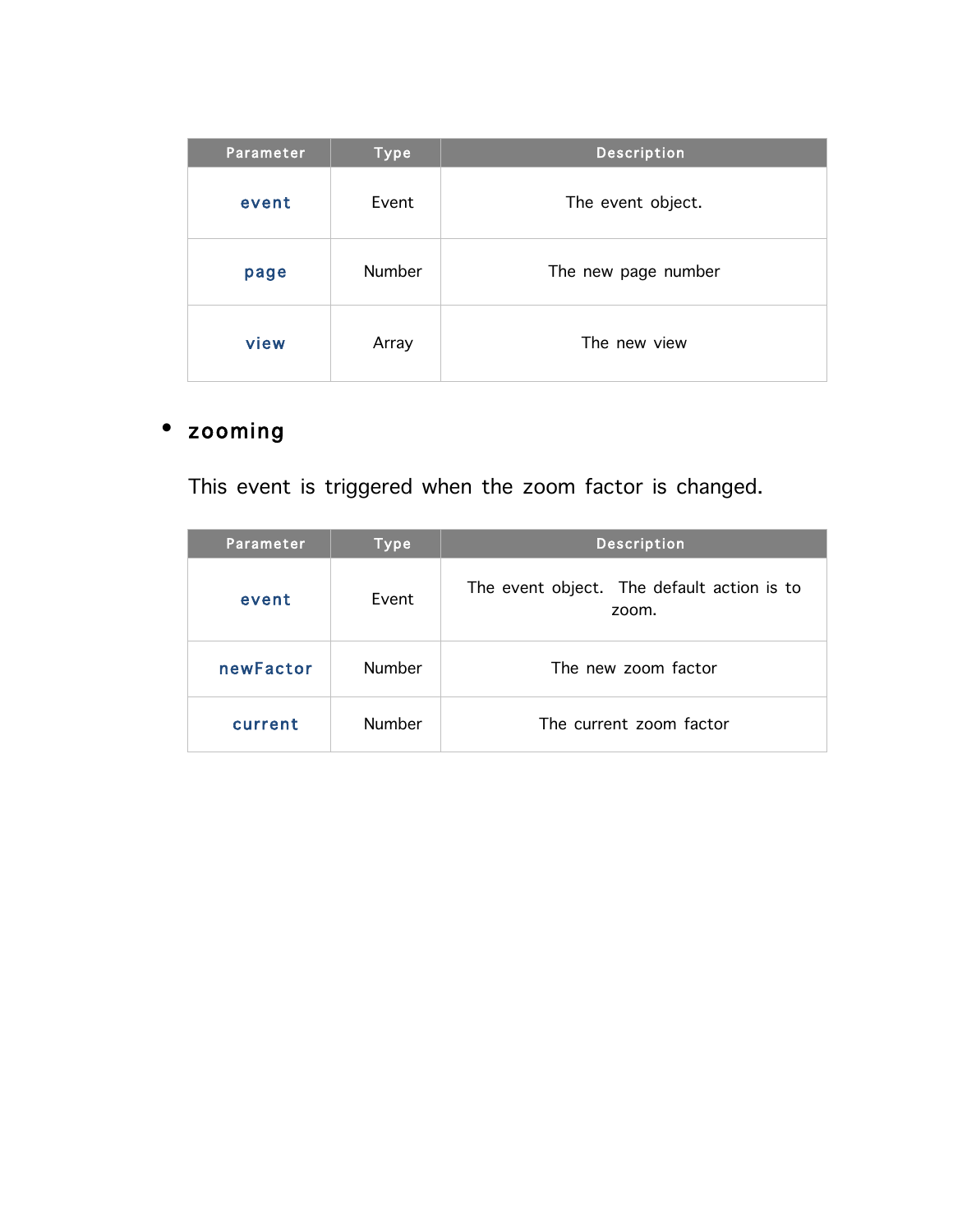| Parameter | Type | Description |
|---|---|---|
| event | Event | The event object. |
| page | Number | The new page number |
| view | Array | The new view |

- **zooming**

  This event is triggered when the zoom factor is changed.

| Parameter | Type | Description |
|---|---|---|
| event | Event | The event object. The default action is to zoom. |
| newFactor | Number | The new zoom factor |
| current | Number | The current zoom factor |